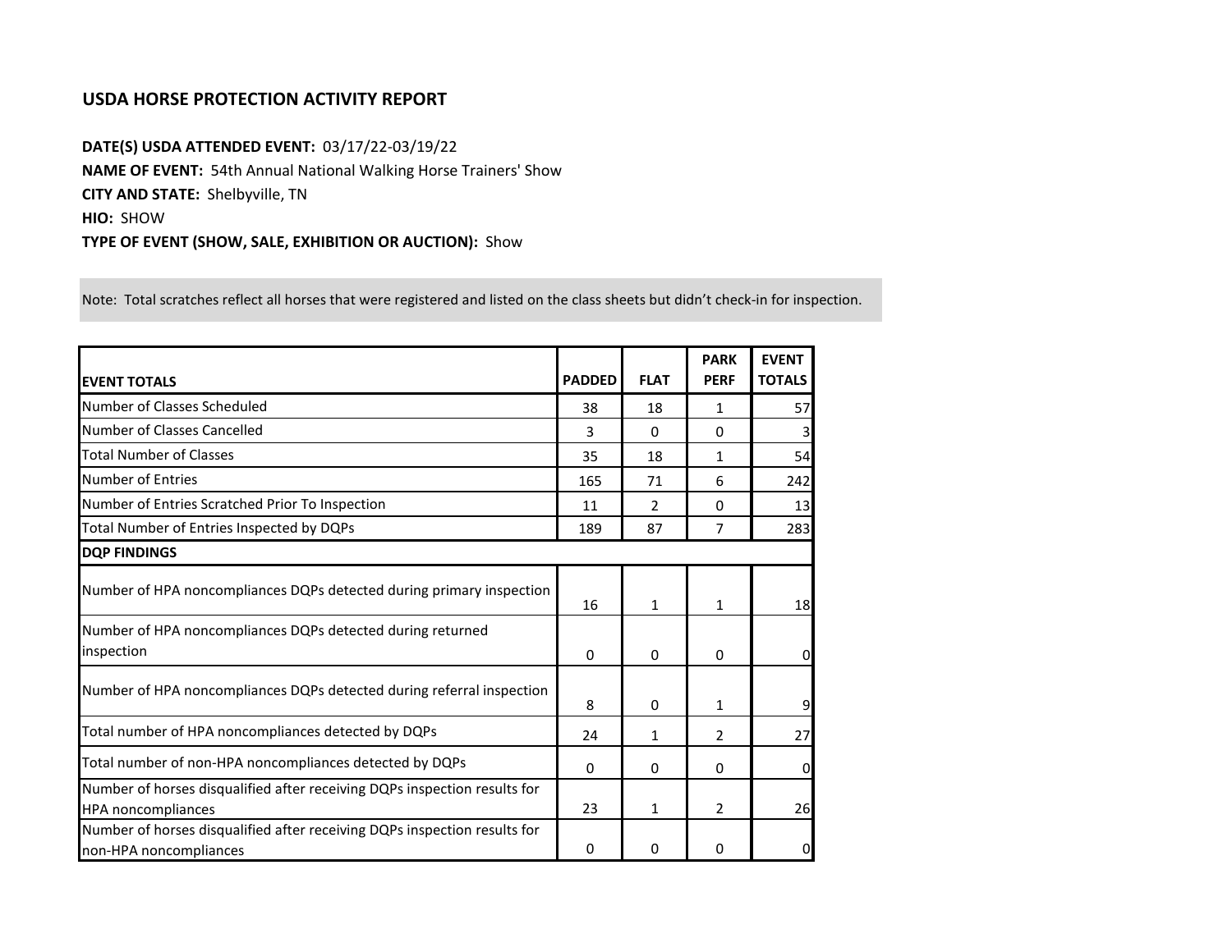# USDA HORSE PROTECTION ACTIVITY REPORT

**DATE(S) USDA ATTENDED EVENT:** 03/17/22-03/19/22

**NAME OF EVENT:** 54th Annual National Walking Horse Trainers' Show

**CITY AND STATE:** Shelbyville, TN

**HIO:** SHOW

**TYPE OF EVENT (SHOW, SALE, EXHIBITION OR AUCTION):** Show

Note: Total scratches reflect all horses that were registered and listed on the class sheets but didn't check-in for inspection.

| EVENT TOTALS | PADDED | FLAT | PARK PERF | EVENT TOTALS |
|---|---|---|---|---|
| Number of Classes Scheduled | 38 | 18 | 1 | 57 |
| Number of Classes Cancelled | 3 | 0 | 0 | 3 |
| Total Number of Classes | 35 | 18 | 1 | 54 |
| Number of Entries | 165 | 71 | 6 | 242 |
| Number of Entries Scratched Prior To Inspection | 11 | 2 | 0 | 13 |
| Total Number of Entries Inspected by DQPs | 189 | 87 | 7 | 283 |
| **DQP FINDINGS** | | | | |
| Number of HPA noncompliances DQPs detected during primary inspection | 16 | 1 | 1 | 18 |
| Number of HPA noncompliances DQPs detected during returned inspection | 0 | 0 | 0 | 0 |
| Number of HPA noncompliances DQPs detected during referral inspection | 8 | 0 | 1 | 9 |
| Total number of HPA noncompliances detected by DQPs | 24 | 1 | 2 | 27 |
| Total number of non-HPA noncompliances detected by DQPs | 0 | 0 | 0 | 0 |
| Number of horses disqualified after receiving DQPs inspection results for HPA noncompliances | 23 | 1 | 2 | 26 |
| Number of horses disqualified after receiving DQPs inspection results for non-HPA noncompliances | 0 | 0 | 0 | 0 |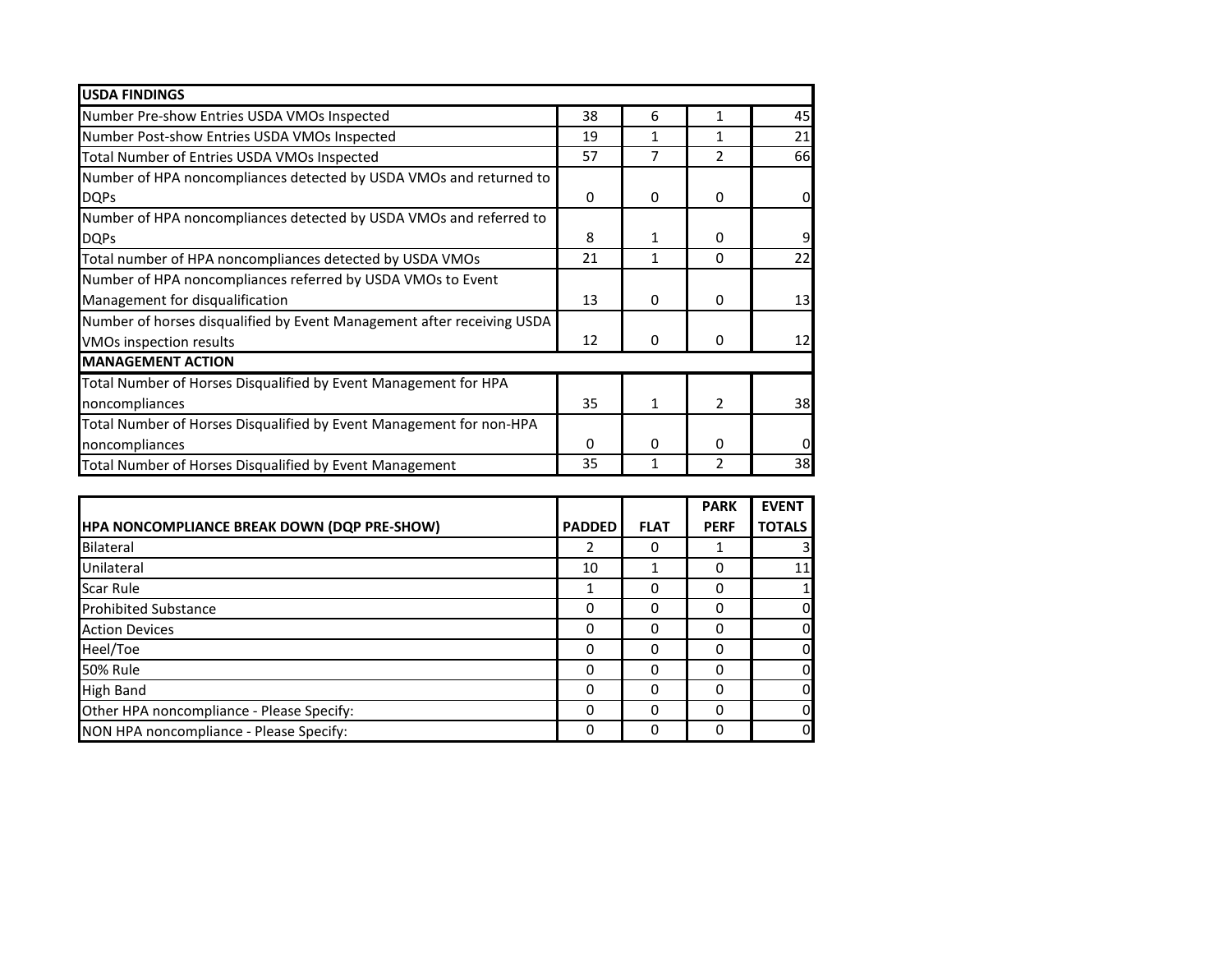| USDA FINDINGS | | | | |
|---|---|---|---|---|
| Number Pre-show Entries USDA VMOs Inspected | 38 | 6 | 1 | 45 |
| Number Post-show Entries USDA VMOs Inspected | 19 | 1 | 1 | 21 |
| Total Number of Entries USDA VMOs Inspected | 57 | 7 | 2 | 66 |
| Number of HPA noncompliances detected by USDA VMOs and returned to DQPs | 0 | 0 | 0 | 0 |
| Number of HPA noncompliances detected by USDA VMOs and referred to DQPs | 8 | 1 | 0 | 9 |
| Total number of HPA noncompliances detected by USDA VMOs | 21 | 1 | 0 | 22 |
| Number of HPA noncompliances referred by USDA VMOs to Event Management for disqualification | 13 | 0 | 0 | 13 |
| Number of horses disqualified by Event Management after receiving USDA VMOs inspection results | 12 | 0 | 0 | 12 |
| **MANAGEMENT ACTION** | | | | |
| Total Number of Horses Disqualified by Event Management for HPA noncompliances | 35 | 1 | 2 | 38 |
| Total Number of Horses Disqualified by Event Management for non-HPA noncompliances | 0 | 0 | 0 | 0 |
| Total Number of Horses Disqualified by Event Management | 35 | 1 | 2 | 38 |

| HPA NONCOMPLIANCE BREAK DOWN (DQP PRE-SHOW) | PADDED | FLAT | PARK PERF | EVENT TOTALS |
|---|---|---|---|---|
| Bilateral | 2 | 0 | 1 | 3 |
| Unilateral | 10 | 1 | 0 | 11 |
| Scar Rule | 1 | 0 | 0 | 1 |
| Prohibited Substance | 0 | 0 | 0 | 0 |
| Action Devices | 0 | 0 | 0 | 0 |
| Heel/Toe | 0 | 0 | 0 | 0 |
| 50% Rule | 0 | 0 | 0 | 0 |
| High Band | 0 | 0 | 0 | 0 |
| Other HPA noncompliance - Please Specify: | 0 | 0 | 0 | 0 |
| NON HPA noncompliance - Please Specify: | 0 | 0 | 0 | 0 |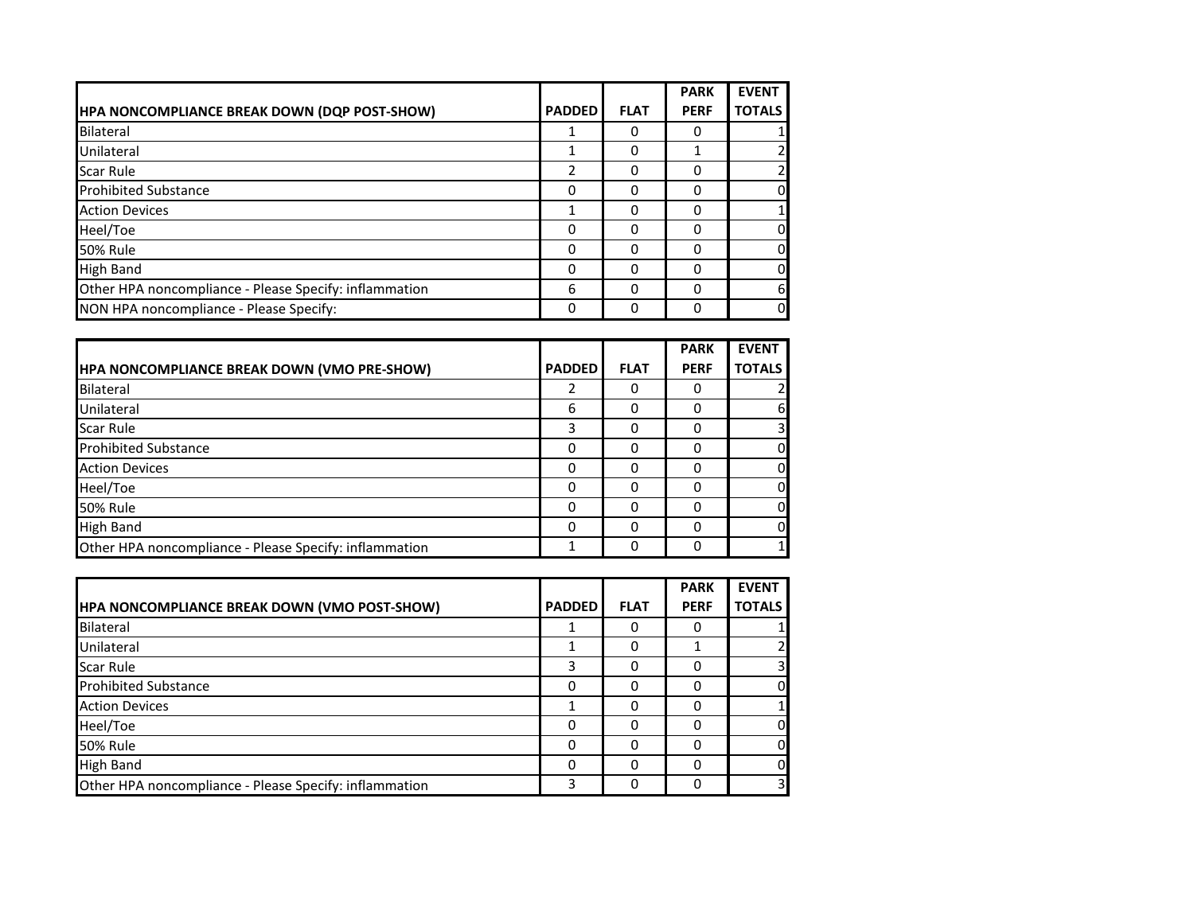| HPA NONCOMPLIANCE BREAK DOWN (DQP POST-SHOW) | PADDED | FLAT | PARK PERF | EVENT TOTALS |
|---|---|---|---|---|
| Bilateral | 1 | 0 | 0 | 1 |
| Unilateral | 1 | 0 | 1 | 2 |
| Scar Rule | 2 | 0 | 0 | 2 |
| Prohibited Substance | 0 | 0 | 0 | 0 |
| Action Devices | 1 | 0 | 0 | 1 |
| Heel/Toe | 0 | 0 | 0 | 0 |
| 50% Rule | 0 | 0 | 0 | 0 |
| High Band | 0 | 0 | 0 | 0 |
| Other HPA noncompliance - Please Specify: inflammation | 6 | 0 | 0 | 6 |
| NON HPA noncompliance - Please Specify: | 0 | 0 | 0 | 0 |

| HPA NONCOMPLIANCE BREAK DOWN (VMO PRE-SHOW) | PADDED | FLAT | PARK PERF | EVENT TOTALS |
|---|---|---|---|---|
| Bilateral | 2 | 0 | 0 | 2 |
| Unilateral | 6 | 0 | 0 | 6 |
| Scar Rule | 3 | 0 | 0 | 3 |
| Prohibited Substance | 0 | 0 | 0 | 0 |
| Action Devices | 0 | 0 | 0 | 0 |
| Heel/Toe | 0 | 0 | 0 | 0 |
| 50% Rule | 0 | 0 | 0 | 0 |
| High Band | 0 | 0 | 0 | 0 |
| Other HPA noncompliance - Please Specify: inflammation | 1 | 0 | 0 | 1 |

| HPA NONCOMPLIANCE BREAK DOWN (VMO POST-SHOW) | PADDED | FLAT | PARK PERF | EVENT TOTALS |
|---|---|---|---|---|
| Bilateral | 1 | 0 | 0 | 1 |
| Unilateral | 1 | 0 | 1 | 2 |
| Scar Rule | 3 | 0 | 0 | 3 |
| Prohibited Substance | 0 | 0 | 0 | 0 |
| Action Devices | 1 | 0 | 0 | 1 |
| Heel/Toe | 0 | 0 | 0 | 0 |
| 50% Rule | 0 | 0 | 0 | 0 |
| High Band | 0 | 0 | 0 | 0 |
| Other HPA noncompliance - Please Specify: inflammation | 3 | 0 | 0 | 3 |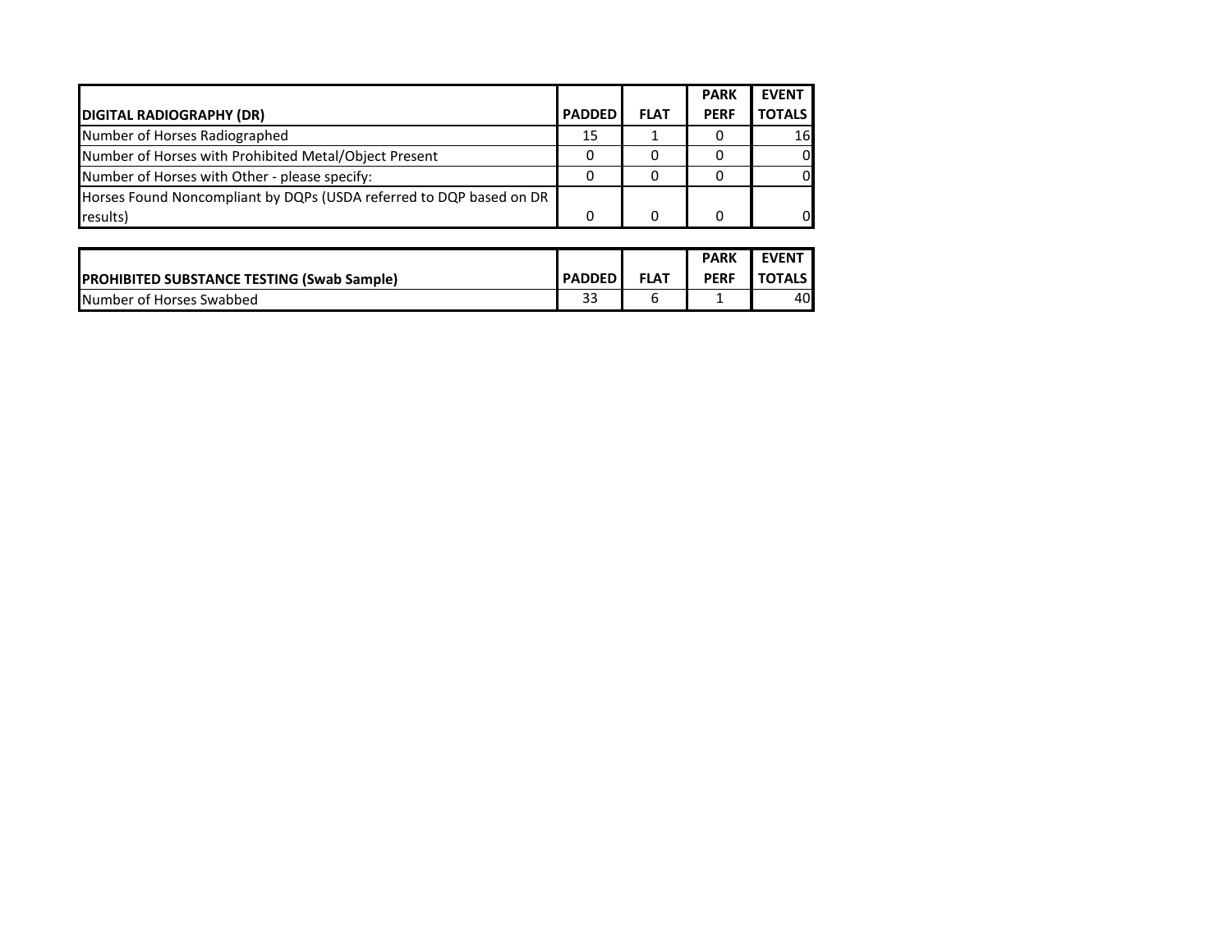| DIGITAL RADIOGRAPHY (DR) | PADDED | FLAT | PARK PERF | EVENT TOTALS |
|---|---|---|---|---|
| Number of Horses Radiographed | 15 | 1 | 0 | 16 |
| Number of Horses with Prohibited Metal/Object Present | 0 | 0 | 0 | 0 |
| Number of Horses with Other - please specify: | 0 | 0 | 0 | 0 |
| Horses Found Noncompliant by DQPs (USDA referred to DQP based on DR results) | 0 | 0 | 0 | 0 |

| PROHIBITED SUBSTANCE TESTING (Swab Sample) | PADDED | FLAT | PARK PERF | EVENT TOTALS |
|---|---|---|---|---|
| Number of Horses Swabbed | 33 | 6 | 1 | 40 |